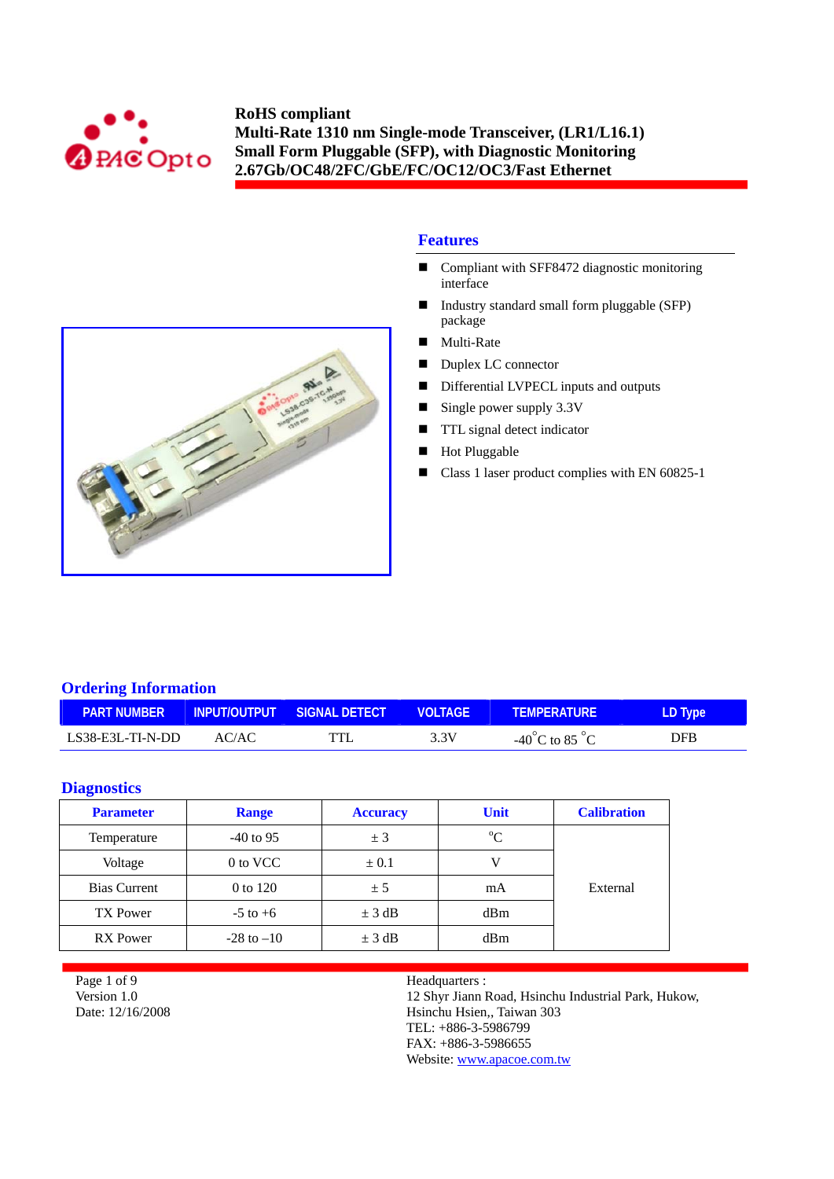# RoHS compliant
# Multi-Rate 1310 nm Single-mode Transceiver, (LR1/L16.1)
# Small Form Pluggable (SFP), with Diagnostic Monitoring
# 2.67Gb/OC48/2FC/GbE/FC/OC12/OC3/Fast Ethernet

## Features

- Compliant with SFF8472 diagnostic monitoring interface
- Industry standard small form pluggable (SFP) package
- Multi-Rate
- Duplex LC connector
- Differential LVPECL inputs and outputs
- Single power supply 3.3V
- TTL signal detect indicator
- Hot Pluggable
- Class 1 laser product complies with EN 60825-1

## Ordering Information

| PART NUMBER | INPUT/OUTPUT | SIGNAL DETECT | VOLTAGE | TEMPERATURE | LD Type |
|---|---|---|---|---|---|
| LS38-E3L-TI-N-DD | AC/AC | TTL | 3.3V | -40 °C to 85 °C | DFB |

## Diagnostics

| Parameter | Range | Accuracy | Unit | Calibration |
|---|---|---|---|---|
| Temperature | -40 to 95 | ± 3 | °C | External |
| Voltage | 0 to VCC | ± 0.1 | V | |
| Bias Current | 0 to 120 | ± 5 | mA | |
| TX Power | -5 to +6 | ± 3 dB | dBm | |
| RX Power | -28 to –10 | ± 3 dB | dBm | |

Version 1.0
Date: 12/16/2008

Headquarters :
12 Shyr Jiann Road, Hsinchu Industrial Park, Hukow, Hsinchu Hsien,, Taiwan 303
TEL: +886-3-5986799
FAX: +886-3-5986655
Website: www.apacoe.com.tw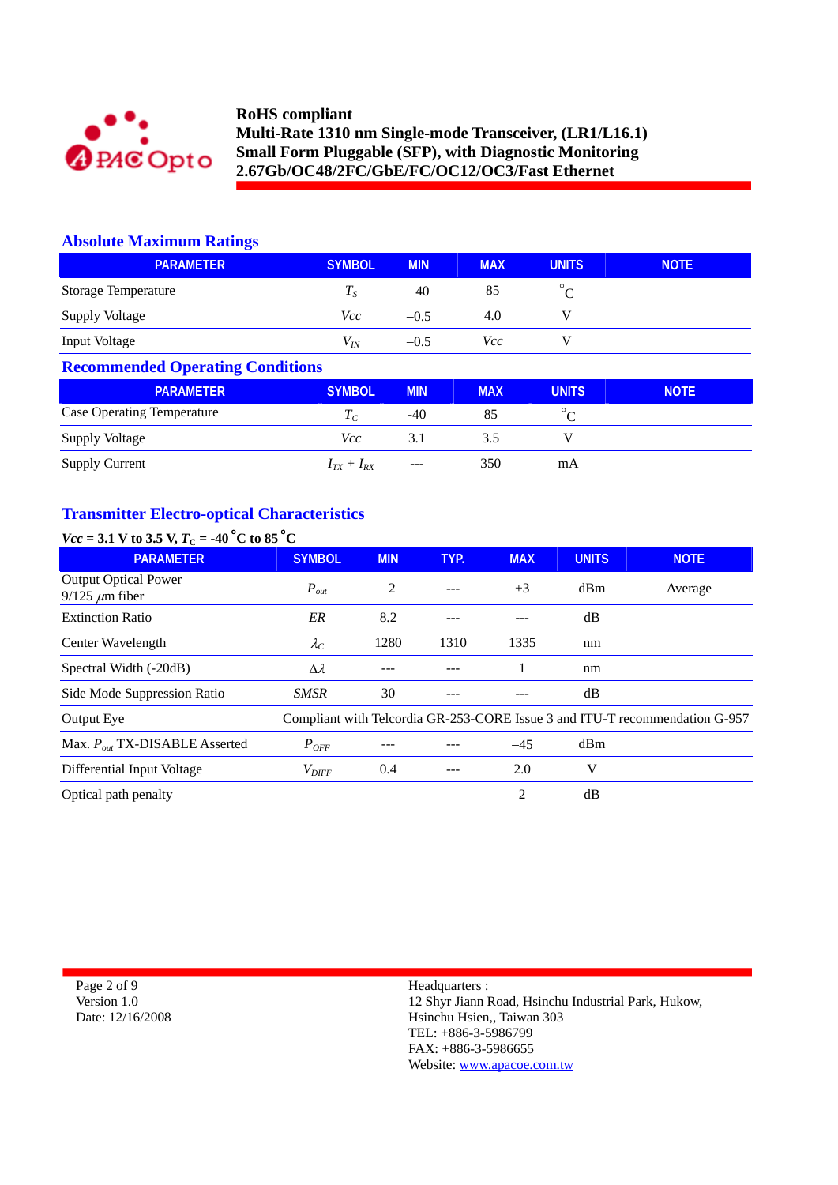## Absolute Maximum Ratings

| PARAMETER | SYMBOL | MIN | MAX | UNITS | NOTE |
|---|---|---|---|---|---|
| Storage Temperature | $T_S$ | –40 | 85 | °C | |
| Supply Voltage | $Vcc$ | –0.5 | 4.0 | V | |
| Input Voltage | $V_{IN}$ | –0.5 | $Vcc$ | V | |

## Recommended Operating Conditions

| PARAMETER | SYMBOL | MIN | MAX | UNITS | NOTE |
|---|---|---|---|---|---|
| Case Operating Temperature | $T_C$ | -40 | 85 | °C | |
| Supply Voltage | $Vcc$ | 3.1 | 3.5 | V | |
| Supply Current | $I_{TX} + I_{RX}$ | --- | 350 | mA | |

## Transmitter Electro-optical Characteristics

**$Vcc$ = 3.1 V to 3.5 V, $T_C$ = -40 °C to 85 °C**

| PARAMETER | SYMBOL | MIN | TYP. | MAX | UNITS | NOTE |
|---|---|---|---|---|---|---|
| Output Optical Power 9/125 $\mu$m fiber | $P_{out}$ | –2 | --- | +3 | dBm | Average |
| Extinction Ratio | $ER$ | 8.2 | --- | --- | dB | |
| Center Wavelength | $\lambda_C$ | 1280 | 1310 | 1335 | nm | |
| Spectral Width (-20dB) | $\Delta\lambda$ | --- | --- | 1 | nm | |
| Side Mode Suppression Ratio | $SMSR$ | 30 | --- | --- | dB | |
| Output Eye | Compliant with Telcordia GR-253-CORE Issue 3 and ITU-T recommendation G-957 | | | | | |
| Max. $P_{out}$ TX-DISABLE Asserted | $P_{OFF}$ | --- | --- | –45 | dBm | |
| Differential Input Voltage | $V_{DIFF}$ | 0.4 | --- | 2.0 | V | |
| Optical path penalty | | | | 2 | dB | |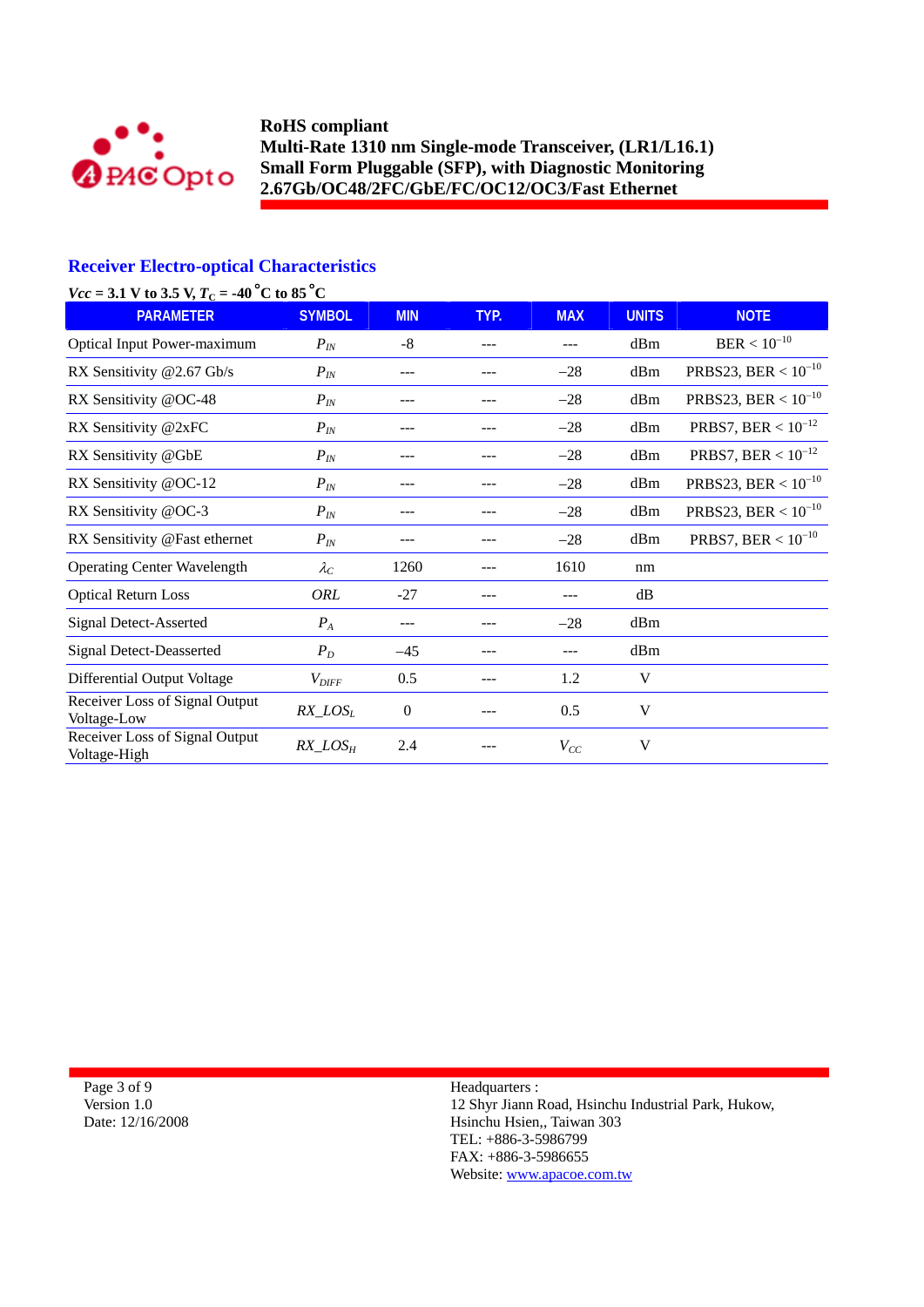## Receiver Electro-optical Characteristics

**$Vcc$ = 3.1 V to 3.5 V, $T_C$ = -40 °C to 85 °C**

| PARAMETER | SYMBOL | MIN | TYP. | MAX | UNITS | NOTE |
|---|---|---|---|---|---|---|
| Optical Input Power-maximum | $P_{IN}$ | -8 | --- | --- | dBm | BER < $10^{-10}$ |
| RX Sensitivity @2.67 Gb/s | $P_{IN}$ | --- | --- | –28 | dBm | PRBS23, BER < $10^{-10}$ |
| RX Sensitivity @OC-48 | $P_{IN}$ | --- | --- | –28 | dBm | PRBS23, BER < $10^{-10}$ |
| RX Sensitivity @2xFC | $P_{IN}$ | --- | --- | –28 | dBm | PRBS7, BER < $10^{-12}$ |
| RX Sensitivity @GbE | $P_{IN}$ | --- | --- | –28 | dBm | PRBS7, BER < $10^{-12}$ |
| RX Sensitivity @OC-12 | $P_{IN}$ | --- | --- | –28 | dBm | PRBS23, BER < $10^{-10}$ |
| RX Sensitivity @OC-3 | $P_{IN}$ | --- | --- | –28 | dBm | PRBS23, BER < $10^{-10}$ |
| RX Sensitivity @Fast ethernet | $P_{IN}$ | --- | --- | –28 | dBm | PRBS7, BER < $10^{-10}$ |
| Operating Center Wavelength | $\lambda_C$ | 1260 | --- | 1610 | nm | |
| Optical Return Loss | $ORL$ | -27 | --- | --- | dB | |
| Signal Detect-Asserted | $P_A$ | --- | --- | –28 | dBm | |
| Signal Detect-Deasserted | $P_D$ | –45 | --- | --- | dBm | |
| Differential Output Voltage | $V_{DIFF}$ | 0.5 | --- | 1.2 | V | |
| Receiver Loss of Signal Output Voltage-Low | $RX\_LOS_L$ | 0 | --- | 0.5 | V | |
| Receiver Loss of Signal Output Voltage-High | $RX\_LOS_H$ | 2.4 | --- | $V_{CC}$ | V | |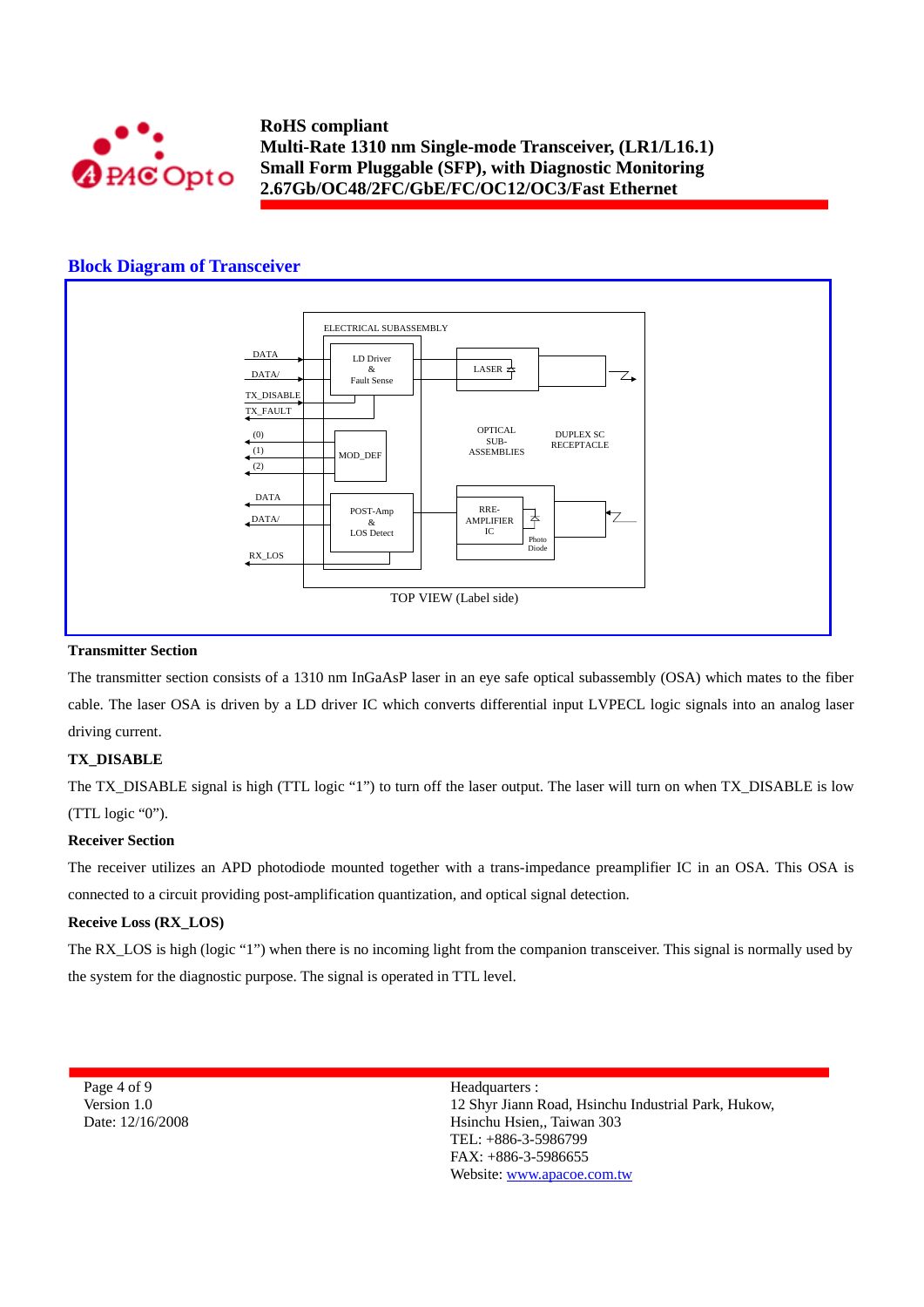## Block Diagram of Transceiver

ELECTRICAL SUBASSEMBLY

DATA
DATA/
TX_DISABLE
TX_FAULT
(0)
(1)
(2)
DATA
DATA/
RX_LOS

LD Driver & Fault Sense

MOD_DEF

POST-Amp & LOS Detect

LASER

OPTICAL SUB-ASSEMBLIES

DUPLEX SC RECEPTACLE

RRE-AMPLIFIER IC

Photo Diode

TOP VIEW (Label side)

**Transmitter Section**

The transmitter section consists of a 1310 nm InGaAsP laser in an eye safe optical subassembly (OSA) which mates to the fiber cable. The laser OSA is driven by a LD driver IC which converts differential input LVPECL logic signals into an analog laser driving current.

**TX_DISABLE**

The TX_DISABLE signal is high (TTL logic "1") to turn off the laser output. The laser will turn on when TX_DISABLE is low (TTL logic "0").

**Receiver Section**

The receiver utilizes an APD photodiode mounted together with a trans-impedance preamplifier IC in an OSA. This OSA is connected to a circuit providing post-amplification quantization, and optical signal detection.

**Receive Loss (RX_LOS)**

The RX_LOS is high (logic "1") when there is no incoming light from the companion transceiver. This signal is normally used by the system for the diagnostic purpose. The signal is operated in TTL level.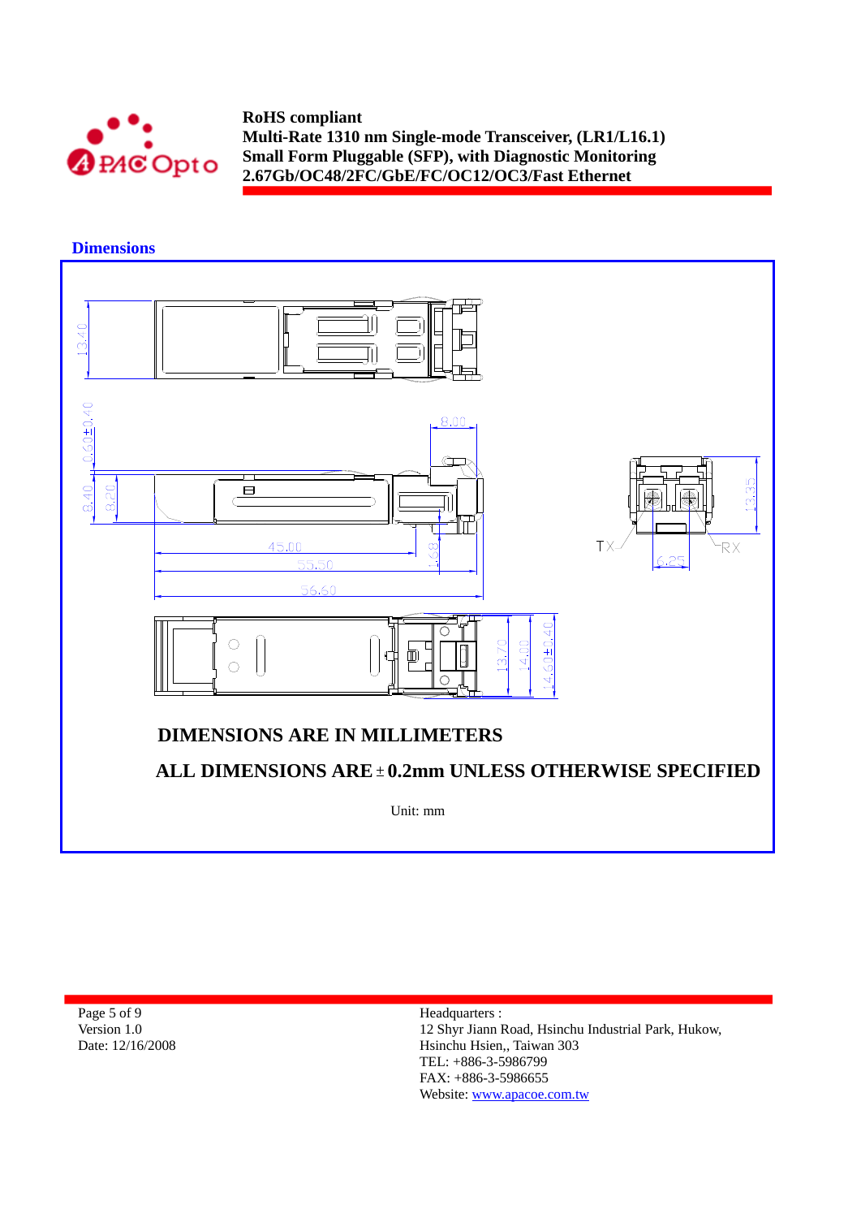## Dimensions

DIMENSIONS ARE IN MILLIMETERS

ALL DIMENSIONS ARE ± 0.2mm UNLESS OTHERWISE SPECIFIED

Unit: mm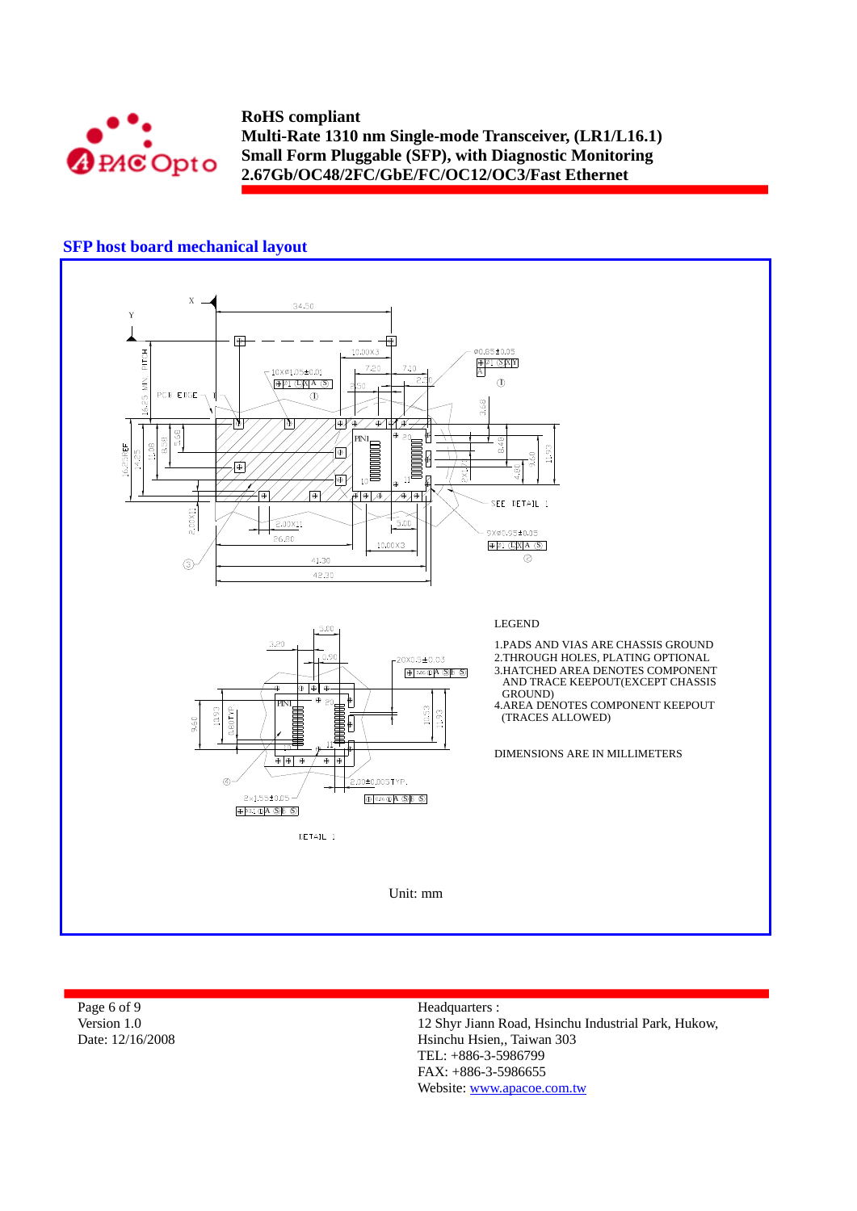## SFP host board mechanical layout

LEGEND

1. PADS AND VIAS ARE CHASSIS GROUND
2. THROUGH HOLES, PLATING OPTIONAL
3. HATCHED AREA DENOTES COMPONENT AND TRACE KEEPOUT(EXCEPT CHASSIS GROUND)
4. AREA DENOTES COMPONENT KEEPOUT (TRACES ALLOWED)

DIMENSIONS ARE IN MILLIMETERS

Unit: mm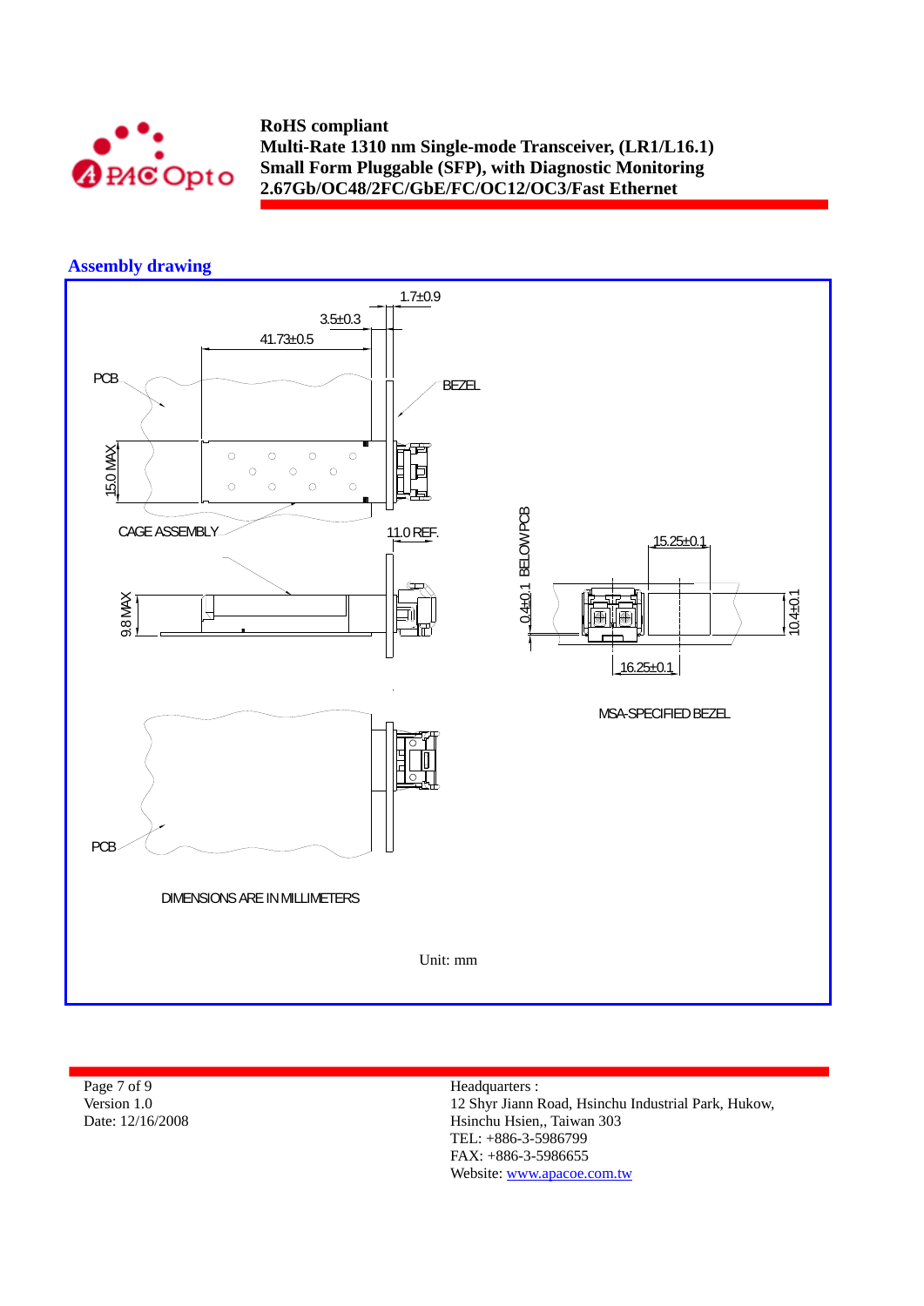## Assembly drawing

1.7±0.9

3.5±0.3

41.73±0.5

PCB

BEZEL

15.0 MAX

CAGE ASSEMBLY

11.0 REF.

0.4±0.1 BELOW PCB

15.25±0.1

9.8 MAX

10.4±0.1

16.25±0.1

MSA-SPECIFIED BEZEL

PCB

DIMENSIONS ARE IN MILLIMETERS

Unit: mm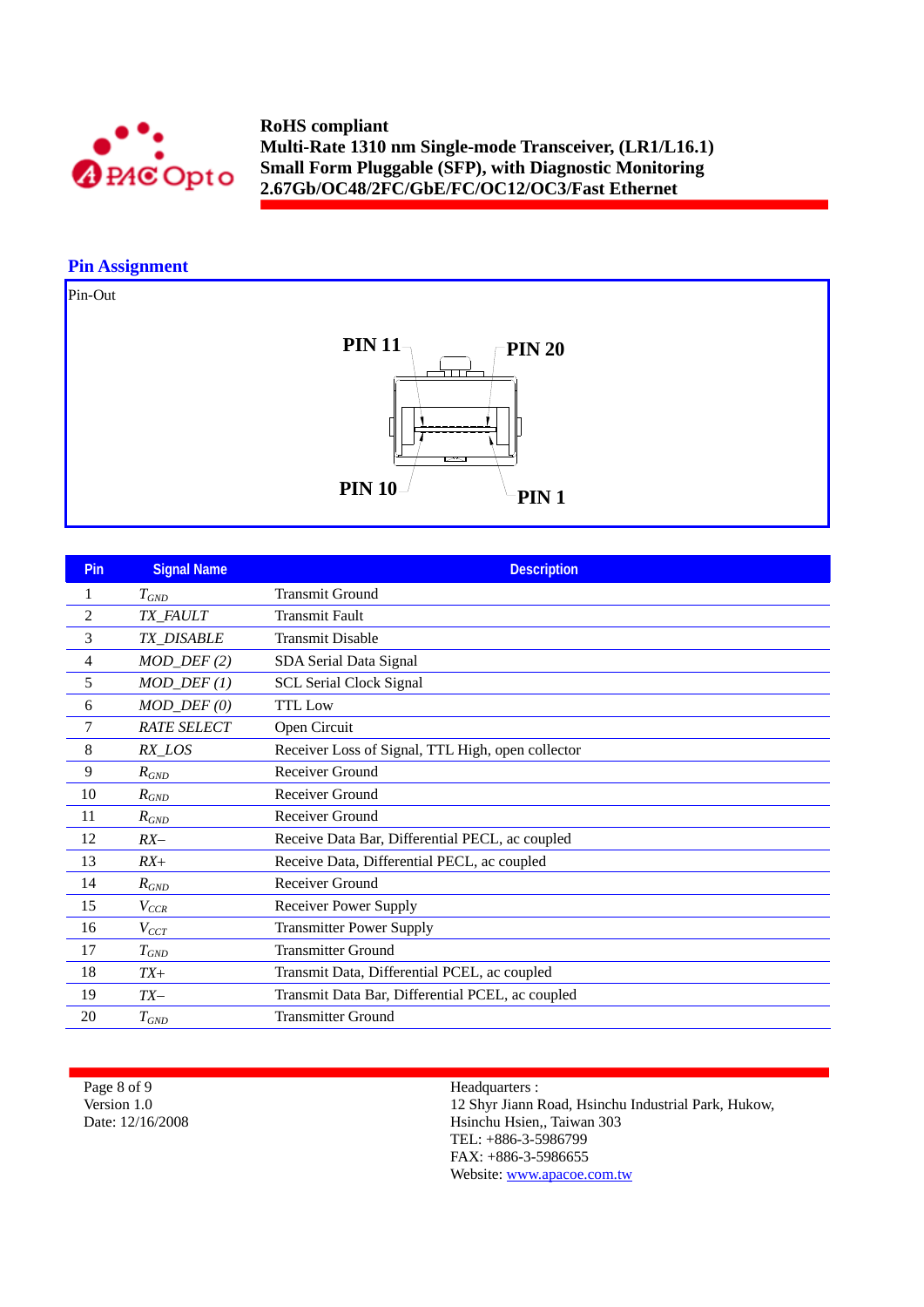## Pin Assignment

Pin-Out

PIN 11　　PIN 20

PIN 10　　PIN 1

| Pin | Signal Name | Description |
|---|---|---|
| 1 | $T_{GND}$ | Transmit Ground |
| 2 | *TX_FAULT* | Transmit Fault |
| 3 | *TX_DISABLE* | Transmit Disable |
| 4 | *MOD_DEF (2)* | SDA Serial Data Signal |
| 5 | *MOD_DEF (1)* | SCL Serial Clock Signal |
| 6 | *MOD_DEF (0)* | TTL Low |
| 7 | *RATE SELECT* | Open Circuit |
| 8 | *RX_LOS* | Receiver Loss of Signal, TTL High, open collector |
| 9 | $R_{GND}$ | Receiver Ground |
| 10 | $R_{GND}$ | Receiver Ground |
| 11 | $R_{GND}$ | Receiver Ground |
| 12 | *RX–* | Receive Data Bar, Differential PECL, ac coupled |
| 13 | *RX+* | Receive Data, Differential PECL, ac coupled |
| 14 | $R_{GND}$ | Receiver Ground |
| 15 | $V_{CCR}$ | Receiver Power Supply |
| 16 | $V_{CCT}$ | Transmitter Power Supply |
| 17 | $T_{GND}$ | Transmitter Ground |
| 18 | *TX+* | Transmit Data, Differential PCEL, ac coupled |
| 19 | *TX–* | Transmit Data Bar, Differential PCEL, ac coupled |
| 20 | $T_{GND}$ | Transmitter Ground |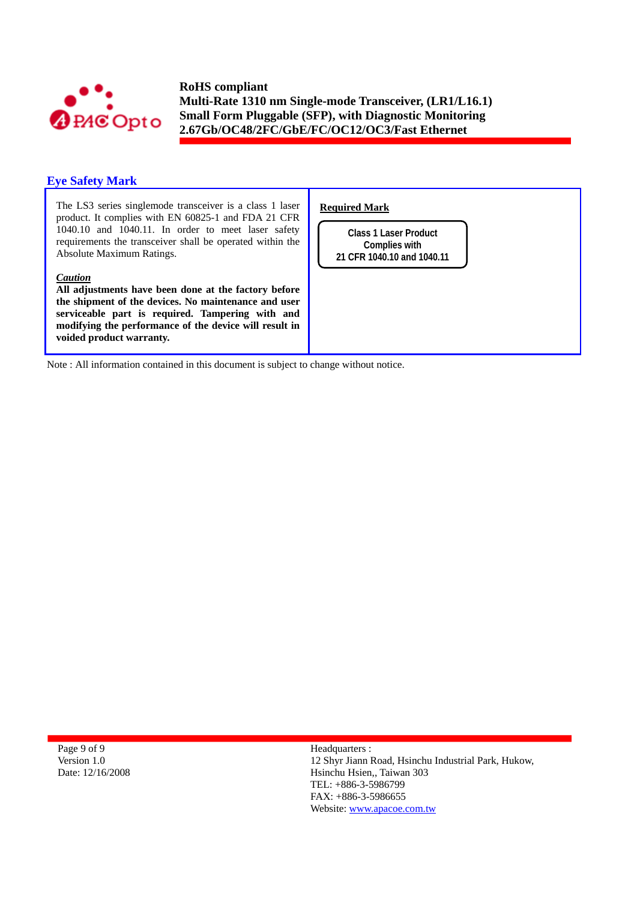## Eye Safety Mark

| | |
|---|---|
| The LS3 series singlemode transceiver is a class 1 laser product. It complies with EN 60825-1 and FDA 21 CFR 1040.10 and 1040.11. In order to meet laser safety requirements the transceiver shall be operated within the Absolute Maximum Ratings.<br><br>***Caution***<br>**All adjustments have been done at the factory before the shipment of the devices. No maintenance and user serviceable part is required. Tampering with and modifying the performance of the device will result in voided product warranty.** | **Required Mark**<br><br>**Class 1 Laser Product**<br>**Complies with**<br>**21 CFR 1040.10 and 1040.11** |

Note : All information contained in this document is subject to change without notice.

Version 1.0
Date: 12/16/2008

Headquarters :
12 Shyr Jiann Road, Hsinchu Industrial Park, Hukow,
Hsinchu Hsien,, Taiwan 303
TEL: +886-3-5986799
FAX: +886-3-5986655
Website: www.apacoe.com.tw